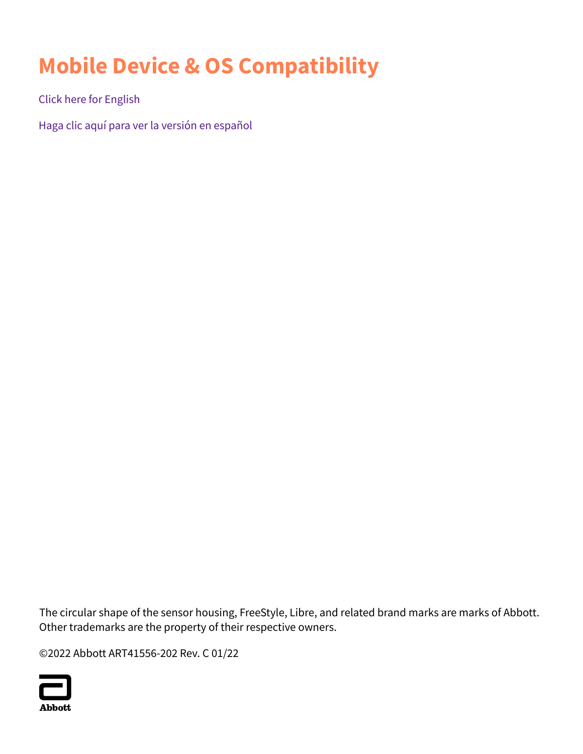# Mobile Device & OS Compatibility

Click here for English

Haga clic aquí para ver la versión en español

The circular shape of the sensor housing, FreeStyle, Libre, and related brand marks are marks of Abbott. Other trademarks are the property of their respective owners.

©2022 Abbott ART41556-202 Rev. C 01/22

Abbott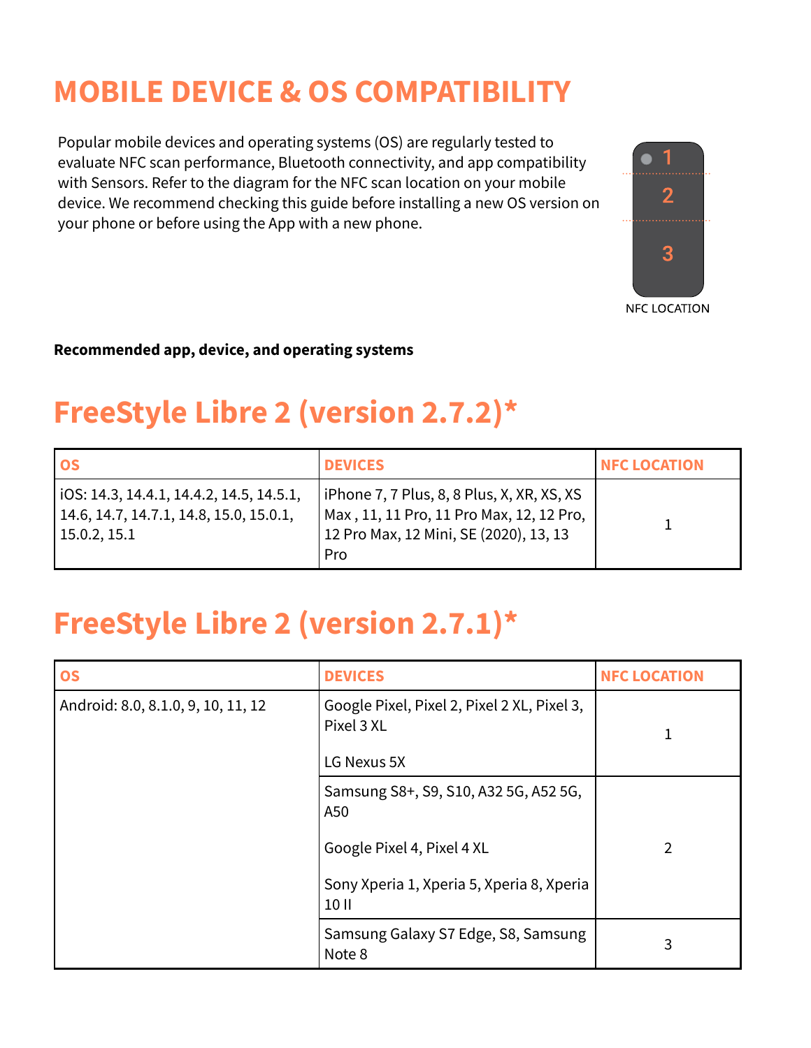# MOBILE DEVICE & OS COMPATIBILITY

Popular mobile devices and operating systems (OS) are regularly tested to evaluate NFC scan performance, Bluetooth connectivity, and app compatibility with Sensors. Refer to the diagram for the NFC scan location on your mobile device. We recommend checking this guide before installing a new OS version on your phone or before using the App with a new phone.

1
2
3
NFC LOCATION

**Recommended app, device, and operating systems**

## FreeStyle Libre 2 (version 2.7.2)*

| OS | DEVICES | NFC LOCATION |
|---|---|---|
| iOS: 14.3, 14.4.1, 14.4.2, 14.5, 14.5.1, 14.6, 14.7, 14.7.1, 14.8, 15.0, 15.0.1, 15.0.2, 15.1 | iPhone 7, 7 Plus, 8, 8 Plus, X, XR, XS, XS Max , 11, 11 Pro, 11 Pro Max, 12, 12 Pro, 12 Pro Max, 12 Mini, SE (2020), 13, 13 Pro | 1 |

## FreeStyle Libre 2 (version 2.7.1)*

| OS | DEVICES | NFC LOCATION |
|---|---|---|
| Android: 8.0, 8.1.0, 9, 10, 11, 12 | Google Pixel, Pixel 2, Pixel 2 XL, Pixel 3, Pixel 3 XL<br><br>LG Nexus 5X | 1 |
| | Samsung S8+, S9, S10, A32 5G, A52 5G, A50<br><br>Google Pixel 4, Pixel 4 XL<br><br>Sony Xperia 1, Xperia 5, Xperia 8, Xperia 10 II | 2 |
| | Samsung Galaxy S7 Edge, S8, Samsung Note 8 | 3 |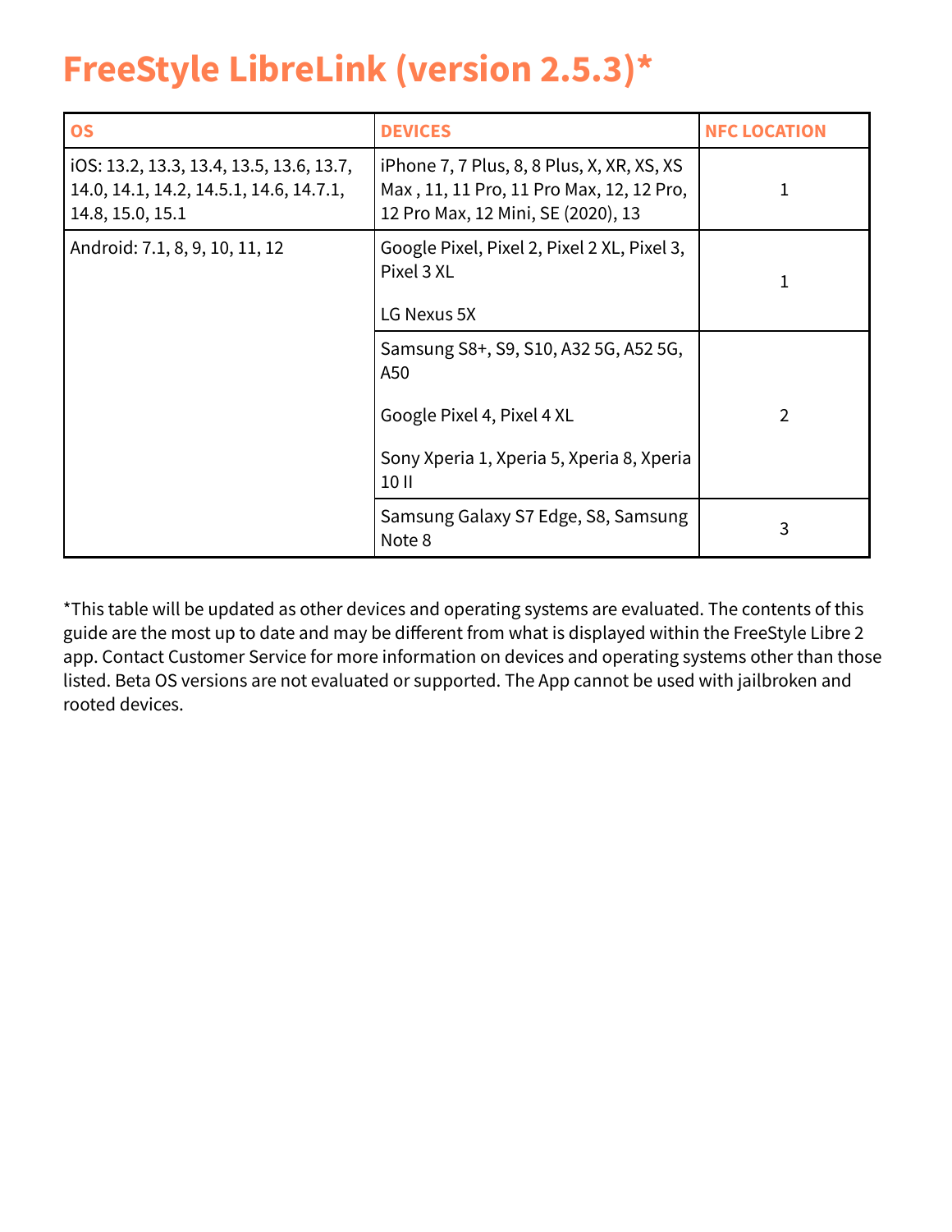# FreeStyle LibreLink (version 2.5.3)*

| OS | DEVICES | NFC LOCATION |
|---|---|---|
| iOS: 13.2, 13.3, 13.4, 13.5, 13.6, 13.7, 14.0, 14.1, 14.2, 14.5.1, 14.6, 14.7.1, 14.8, 15.0, 15.1 | iPhone 7, 7 Plus, 8, 8 Plus, X, XR, XS, XS Max , 11, 11 Pro, 11 Pro Max, 12, 12 Pro, 12 Pro Max, 12 Mini, SE (2020), 13 | 1 |
| Android: 7.1, 8, 9, 10, 11, 12 | Google Pixel, Pixel 2, Pixel 2 XL, Pixel 3, Pixel 3 XL<br><br>LG Nexus 5X | 1 |
| | Samsung S8+, S9, S10, A32 5G, A52 5G, A50<br><br>Google Pixel 4, Pixel 4 XL<br><br>Sony Xperia 1, Xperia 5, Xperia 8, Xperia 10 II | 2 |
| | Samsung Galaxy S7 Edge, S8, Samsung Note 8 | 3 |

*This table will be updated as other devices and operating systems are evaluated. The contents of this guide are the most up to date and may be different from what is displayed within the FreeStyle Libre 2 app. Contact Customer Service for more information on devices and operating systems other than those listed. Beta OS versions are not evaluated or supported. The App cannot be used with jailbroken and rooted devices.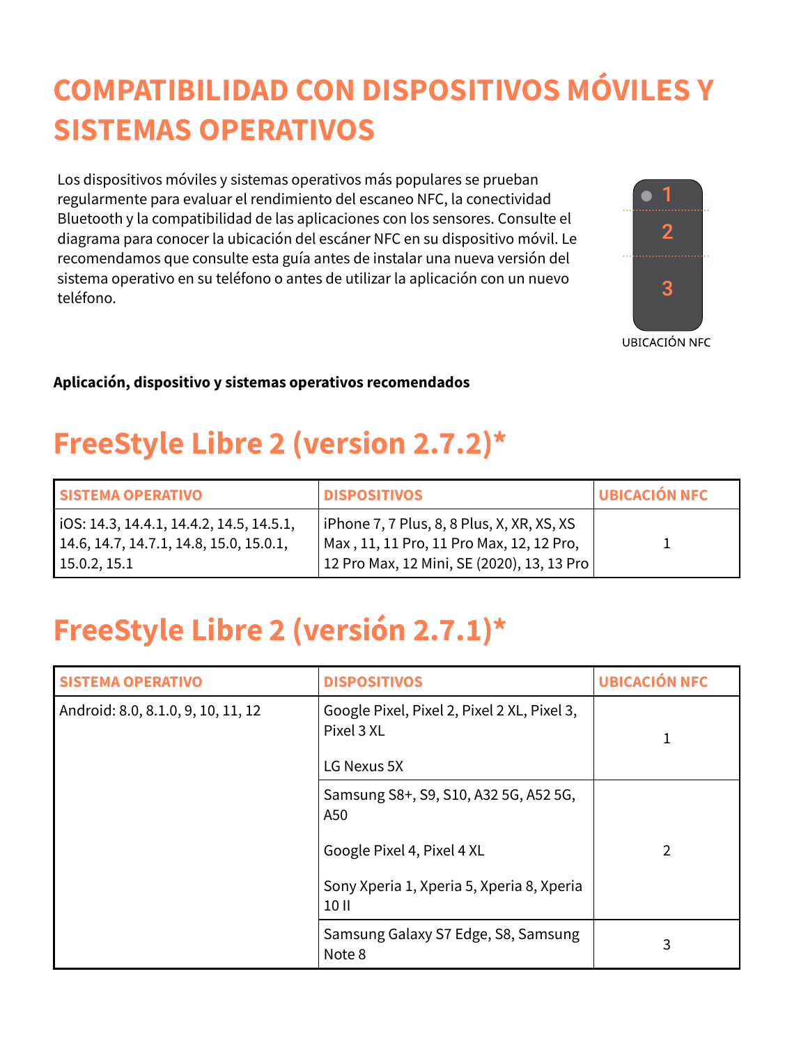# COMPATIBILIDAD CON DISPOSITIVOS MÓVILES Y SISTEMAS OPERATIVOS

Los dispositivos móviles y sistemas operativos más populares se prueban regularmente para evaluar el rendimiento del escaneo NFC, la conectividad Bluetooth y la compatibilidad de las aplicaciones con los sensores. Consulte el diagrama para conocer la ubicación del escáner NFC en su dispositivo móvil. Le recomendamos que consulte esta guía antes de instalar una nueva versión del sistema operativo en su teléfono o antes de utilizar la aplicación con un nuevo teléfono.

1
2
3

UBICACIÓN NFC

**Aplicación, dispositivo y sistemas operativos recomendados**

## FreeStyle Libre 2 (version 2.7.2)*

| SISTEMA OPERATIVO | DISPOSITIVOS | UBICACIÓN NFC |
| --- | --- | --- |
| iOS: 14.3, 14.4.1, 14.4.2, 14.5, 14.5.1, 14.6, 14.7, 14.7.1, 14.8, 15.0, 15.0.1, 15.0.2, 15.1 | iPhone 7, 7 Plus, 8, 8 Plus, X, XR, XS, XS Max , 11, 11 Pro, 11 Pro Max, 12, 12 Pro, 12 Pro Max, 12 Mini, SE (2020), 13, 13 Pro | 1 |

## FreeStyle Libre 2 (versión 2.7.1)*

| SISTEMA OPERATIVO | DISPOSITIVOS | UBICACIÓN NFC |
| --- | --- | --- |
| Android: 8.0, 8.1.0, 9, 10, 11, 12 | Google Pixel, Pixel 2, Pixel 2 XL, Pixel 3, Pixel 3 XL<br><br>LG Nexus 5X | 1 |
| | Samsung S8+, S9, S10, A32 5G, A52 5G, A50<br><br>Google Pixel 4, Pixel 4 XL<br><br>Sony Xperia 1, Xperia 5, Xperia 8, Xperia 10 II | 2 |
| | Samsung Galaxy S7 Edge, S8, Samsung Note 8 | 3 |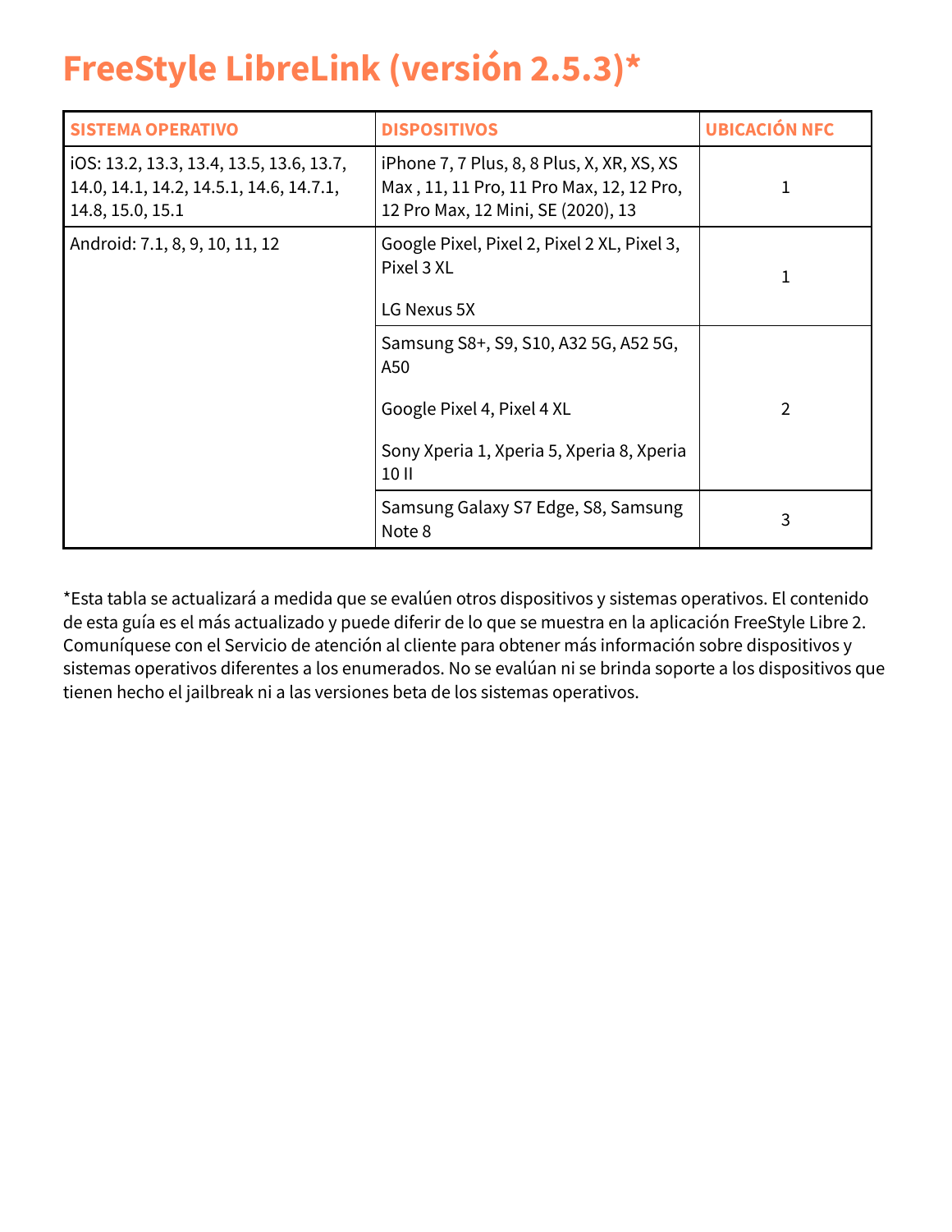# FreeStyle LibreLink (versión 2.5.3)*

| SISTEMA OPERATIVO | DISPOSITIVOS | UBICACIÓN NFC |
|---|---|---|
| iOS: 13.2, 13.3, 13.4, 13.5, 13.6, 13.7, 14.0, 14.1, 14.2, 14.5.1, 14.6, 14.7.1, 14.8, 15.0, 15.1 | iPhone 7, 7 Plus, 8, 8 Plus, X, XR, XS, XS Max , 11, 11 Pro, 11 Pro Max, 12, 12 Pro, 12 Pro Max, 12 Mini, SE (2020), 13 | 1 |
| Android: 7.1, 8, 9, 10, 11, 12 | Google Pixel, Pixel 2, Pixel 2 XL, Pixel 3, Pixel 3 XL<br><br>LG Nexus 5X | 1 |
| | Samsung S8+, S9, S10, A32 5G, A52 5G, A50<br><br>Google Pixel 4, Pixel 4 XL<br><br>Sony Xperia 1, Xperia 5, Xperia 8, Xperia 10 II | 2 |
| | Samsung Galaxy S7 Edge, S8, Samsung Note 8 | 3 |

*Esta tabla se actualizará a medida que se evalúen otros dispositivos y sistemas operativos. El contenido de esta guía es el más actualizado y puede diferir de lo que se muestra en la aplicación FreeStyle Libre 2. Comuníquese con el Servicio de atención al cliente para obtener más información sobre dispositivos y sistemas operativos diferentes a los enumerados. No se evalúan ni se brinda soporte a los dispositivos que tienen hecho el jailbreak ni a las versiones beta de los sistemas operativos.